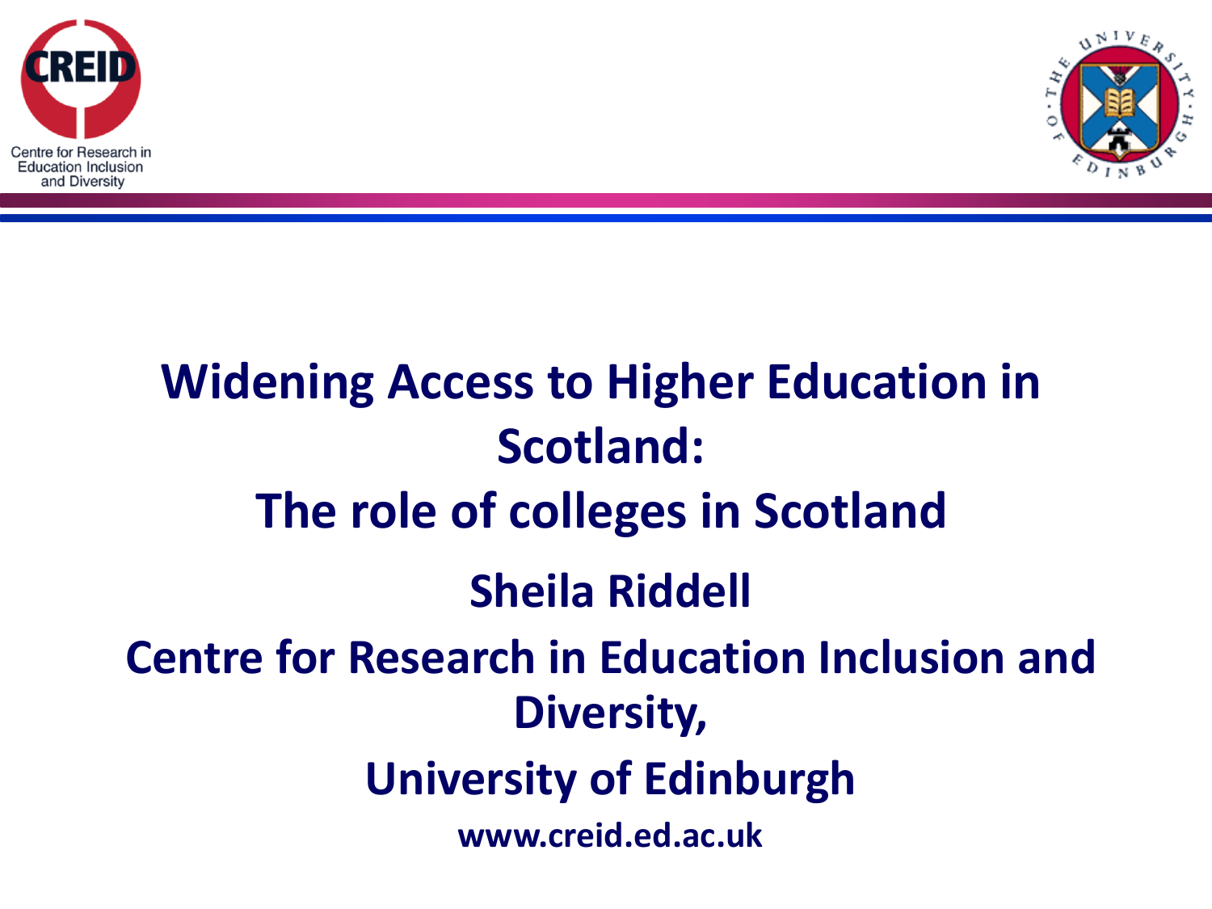Centre for Research in Education Inclusion and Diversity

# Widening Access to Higher Education in Scotland:

# The role of colleges in Scotland

## Sheila Riddell

## Centre for Research in Education Inclusion and Diversity,

## University of Edinburgh

**www.creid.ed.ac.uk**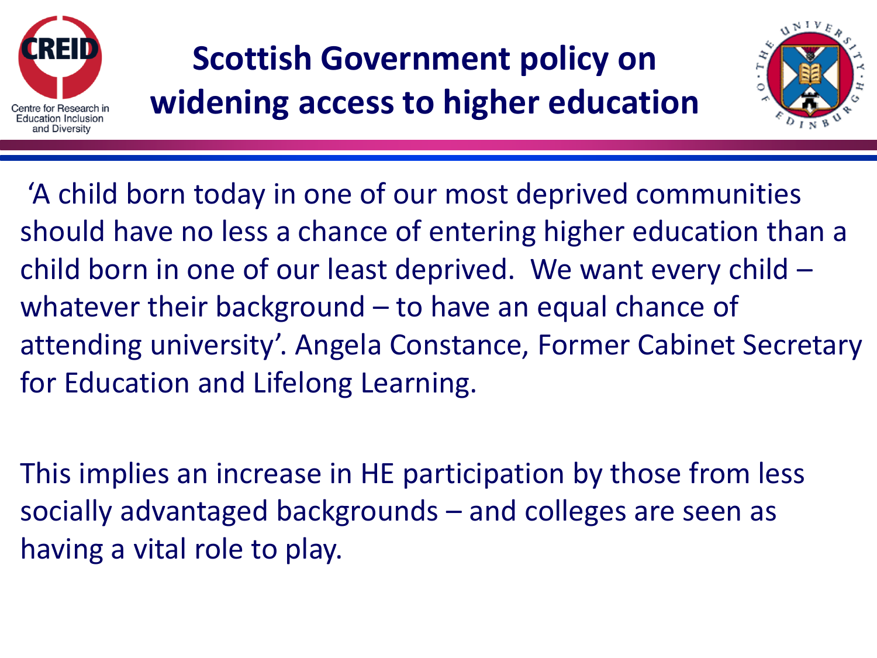# Scottish Government policy on widening access to higher education

'A child born today in one of our most deprived communities should have no less a chance of entering higher education than a child born in one of our least deprived. We want every child – whatever their background – to have an equal chance of attending university'. Angela Constance, Former Cabinet Secretary for Education and Lifelong Learning.

This implies an increase in HE participation by those from less socially advantaged backgrounds – and colleges are seen as having a vital role to play.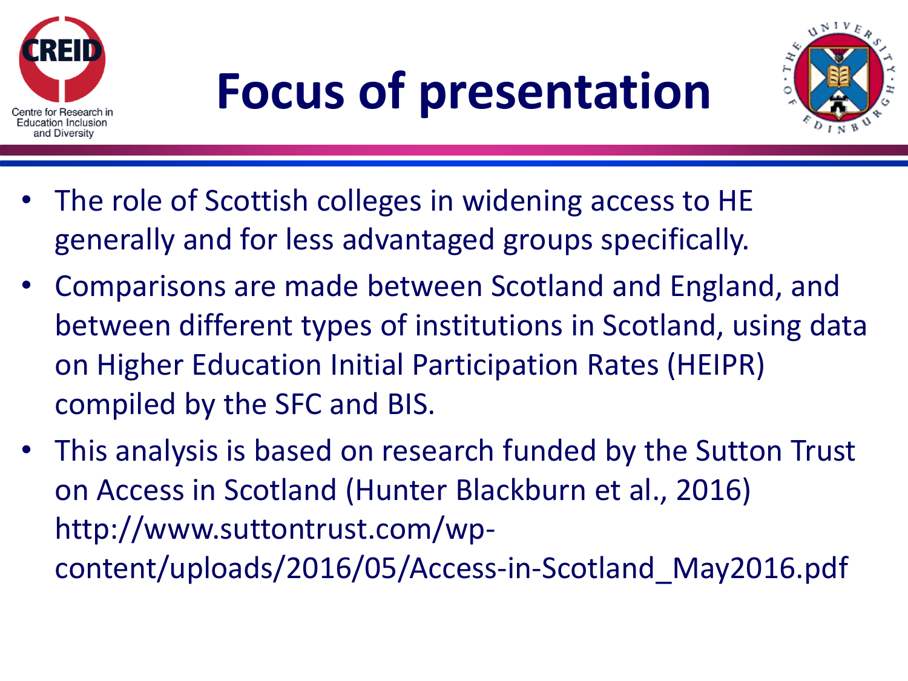# Focus of presentation

- The role of Scottish colleges in widening access to HE generally and for less advantaged groups specifically.
- Comparisons are made between Scotland and England, and between different types of institutions in Scotland, using data on Higher Education Initial Participation Rates (HEIPR) compiled by the SFC and BIS.
- This analysis is based on research funded by the Sutton Trust on Access in Scotland (Hunter Blackburn et al., 2016) http://www.suttontrust.com/wp-content/uploads/2016/05/Access-in-Scotland_May2016.pdf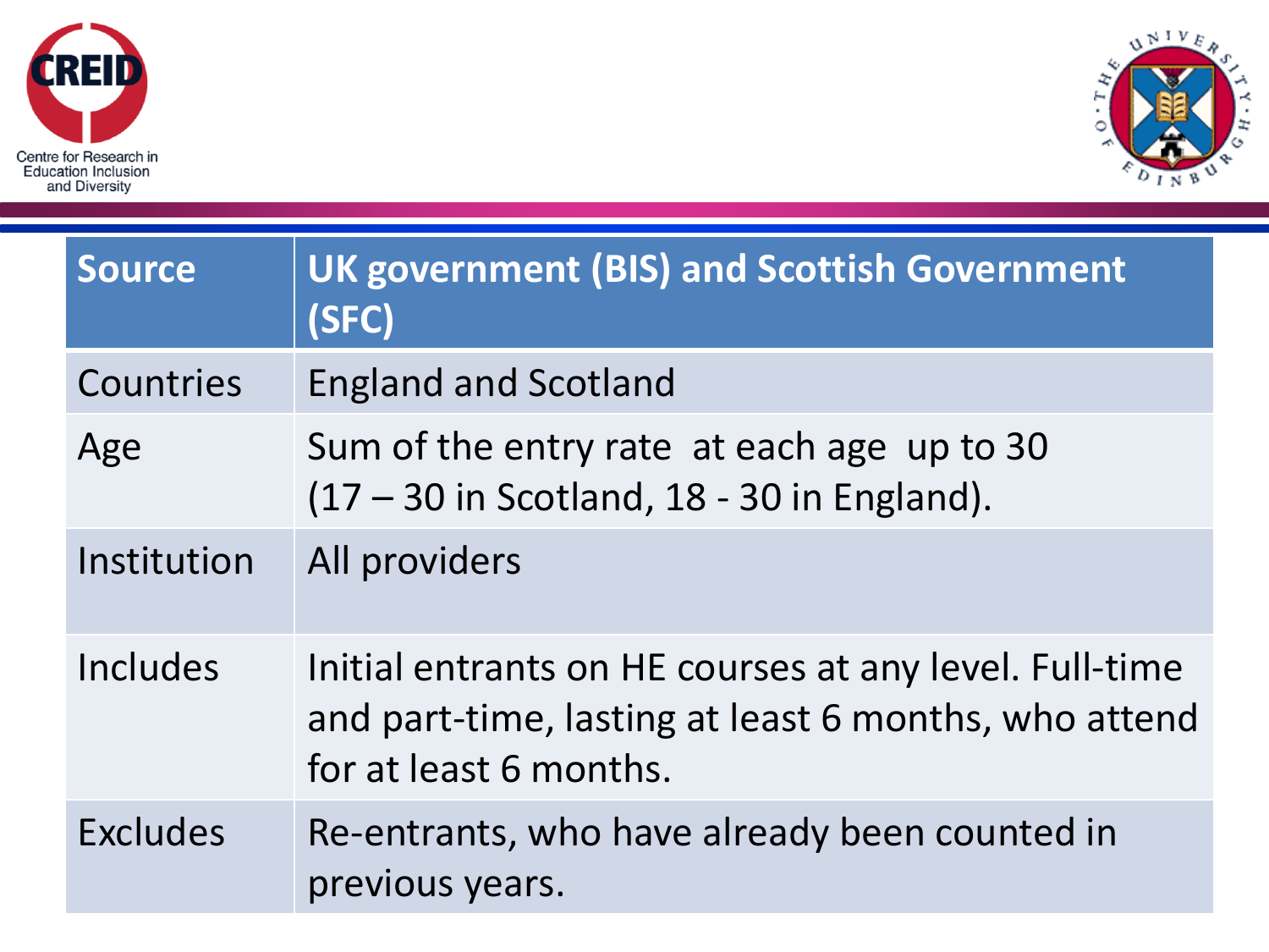| Source | UK government (BIS) and Scottish Government (SFC) |
| --- | --- |
| Countries | England and Scotland |
| Age | Sum of the entry rate at each age up to 30 (17 – 30 in Scotland, 18 - 30 in England). |
| Institution | All providers |
| Includes | Initial entrants on HE courses at any level. Full-time and part-time, lasting at least 6 months, who attend for at least 6 months. |
| Excludes | Re-entrants, who have already been counted in previous years. |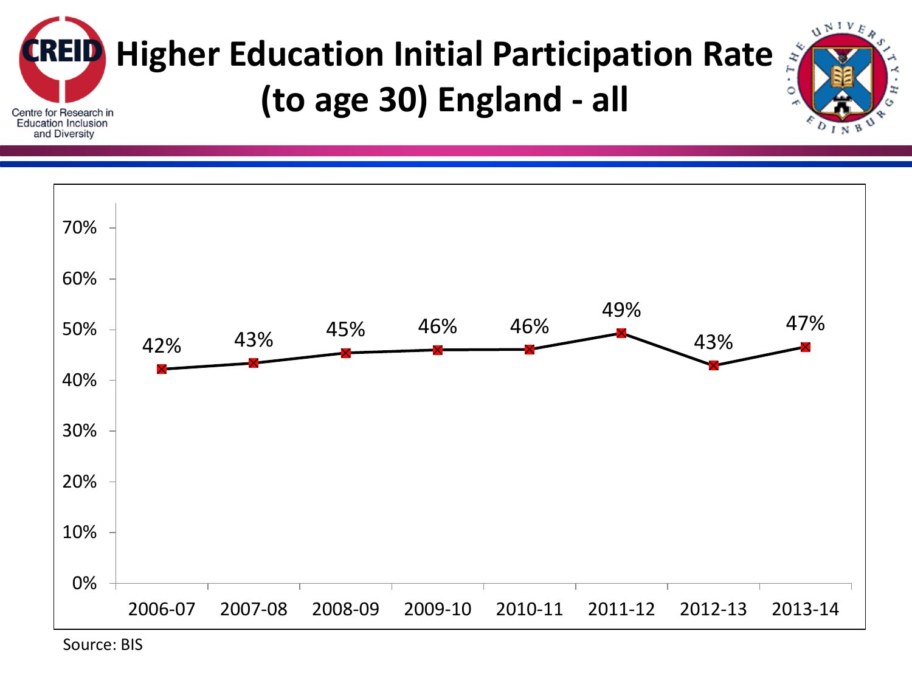# Higher Education Initial Participation Rate (to age 30) England - all

| Year | Rate |
|---|---|
| 2006-07 | 42% |
| 2007-08 | 43% |
| 2008-09 | 45% |
| 2009-10 | 46% |
| 2010-11 | 46% |
| 2011-12 | 49% |
| 2012-13 | 43% |
| 2013-14 | 47% |

Source: BIS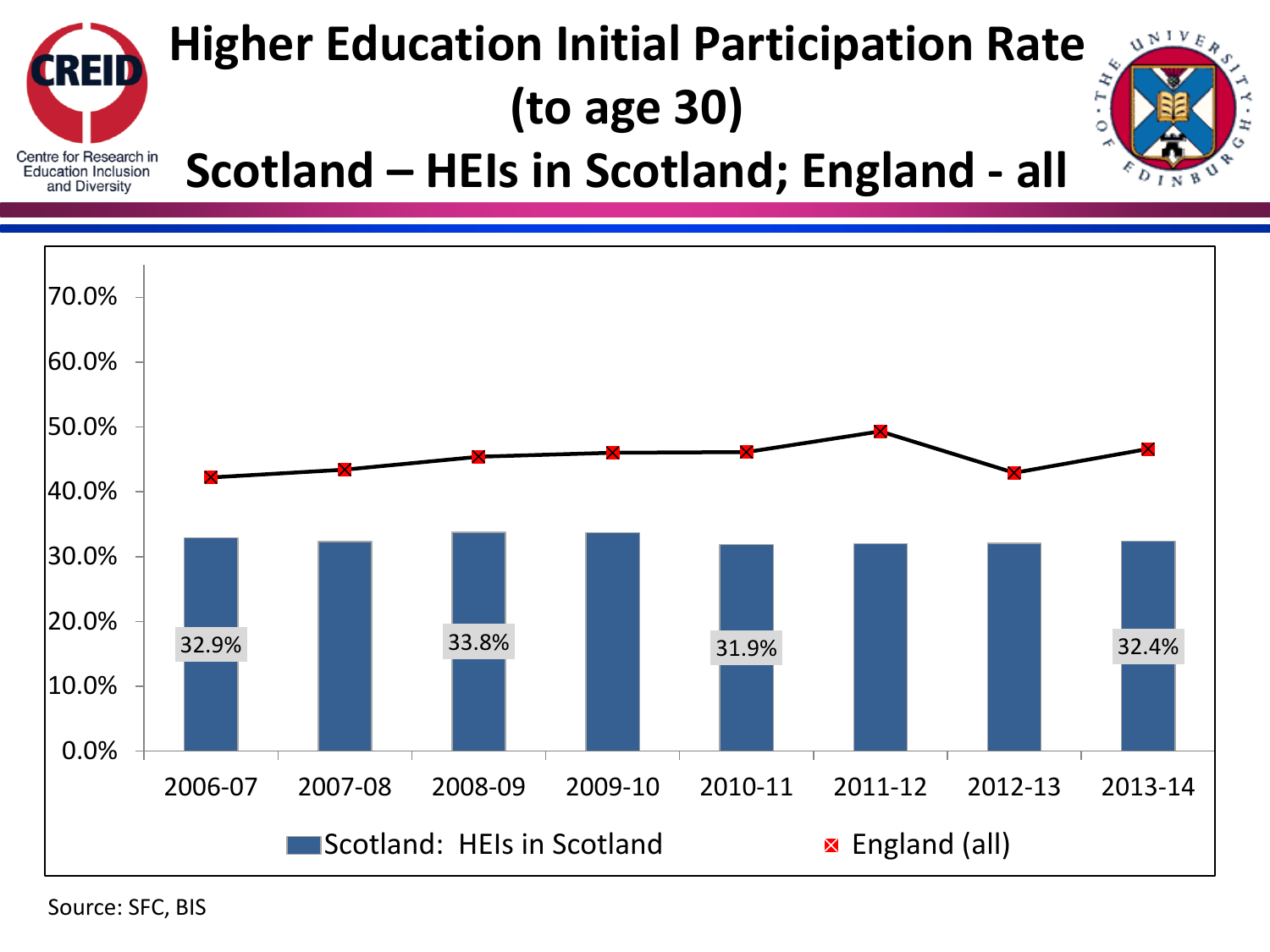# Higher Education Initial Participation Rate (to age 30)

## Scotland – HEIs in Scotland; England - all

Centre for Research in Education Inclusion and Diversity

| | 2006-07 | 2007-08 | 2008-09 | 2009-10 | 2010-11 | 2011-12 | 2012-13 | 2013-14 |
|---|---|---|---|---|---|---|---|---|
| Scotland: HEIs in Scotland | 32.9% | | 33.8% | | 31.9% | | | 32.4% |
| England (all) | | | | | | | | |

Source: SFC, BIS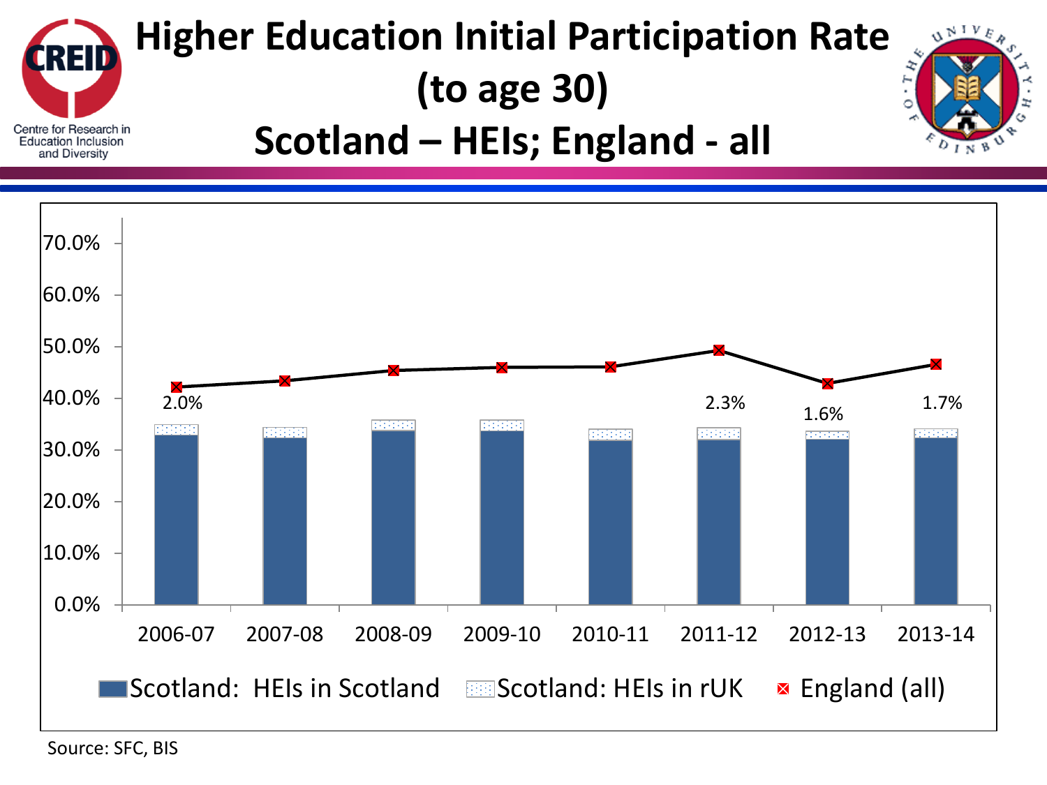# Higher Education Initial Participation Rate (to age 30)

## Scotland – HEIs; England - all

Centre for Research in Education Inclusion and Diversity

| Year | Data labels |
|---|---|
| 2006-07 | 2.0% |
| 2007-08 | |
| 2008-09 | |
| 2009-10 | |
| 2010-11 | |
| 2011-12 | 2.3% |
| 2012-13 | 1.6% |
| 2013-14 | 1.7% |

Legend: Scotland: HEIs in Scotland; Scotland: HEIs in rUK; England (all)

Source: SFC, BIS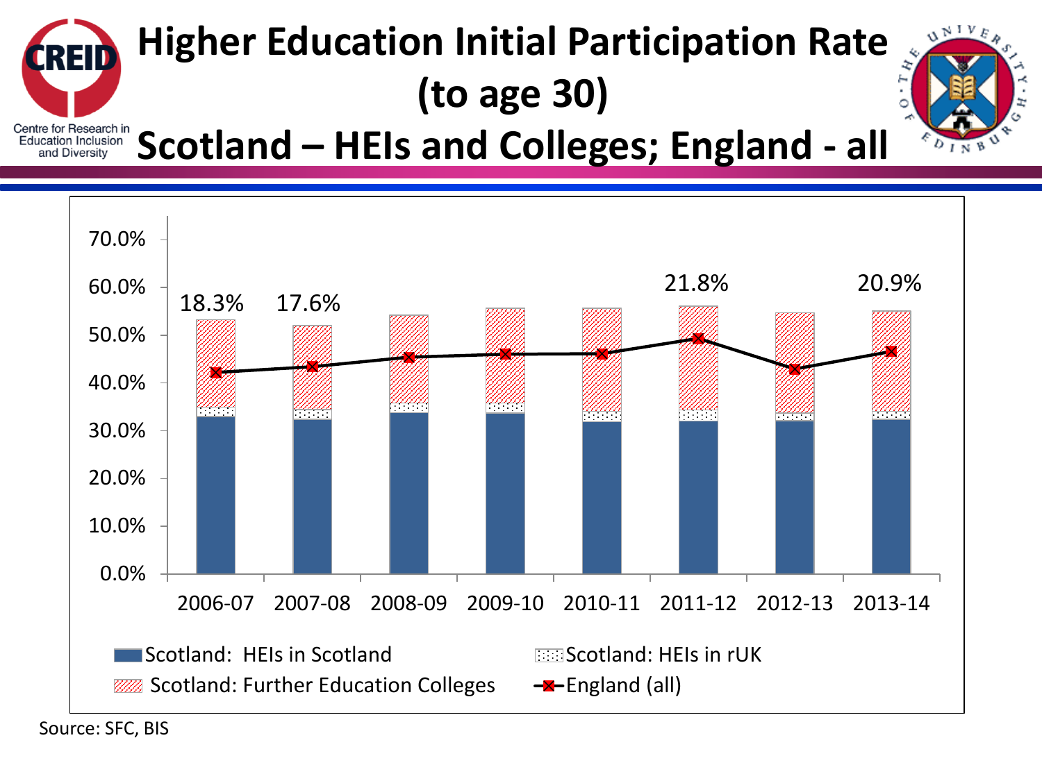# Higher Education Initial Participation Rate (to age 30)

## Scotland – HEIs and Colleges; England - all

Centre for Research in Education Inclusion and Diversity

70.0%
60.0%
50.0%
40.0%
30.0%
20.0%
10.0%
0.0%

18.3% 17.6% 21.8% 20.9%

2006-07 2007-08 2008-09 2009-10 2010-11 2011-12 2012-13 2013-14

Scotland: HEIs in Scotland
Scotland: HEIs in rUK
Scotland: Further Education Colleges
England (all)

Source: SFC, BIS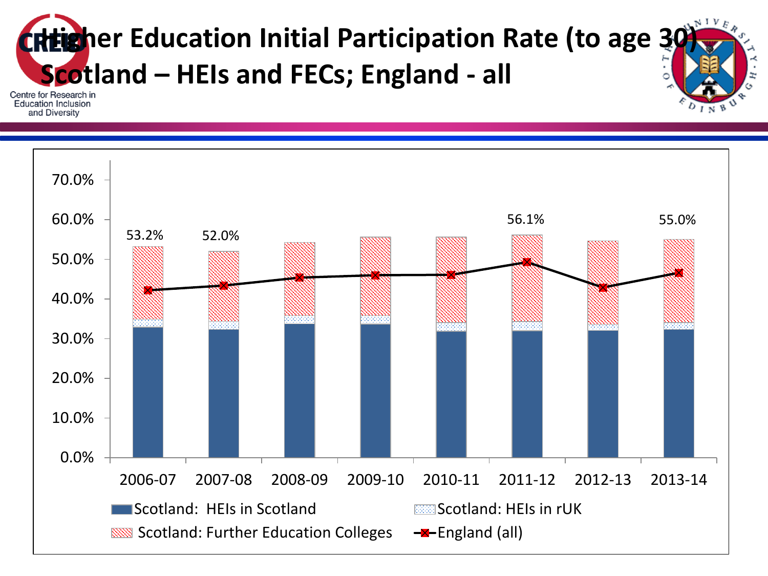# Higher Education Initial Participation Rate (to age 30) Scotland – HEIs and FECs; England - all

Centre for Research in Education Inclusion and Diversity

70.0%
60.0%
50.0%
40.0%
30.0%
20.0%
10.0%
0.0%

53.2% 52.0% 56.1% 55.0%

2006-07 2007-08 2008-09 2009-10 2010-11 2011-12 2012-13 2013-14

Scotland: HEIs in Scotland
Scotland: HEIs in rUK
Scotland: Further Education Colleges
England (all)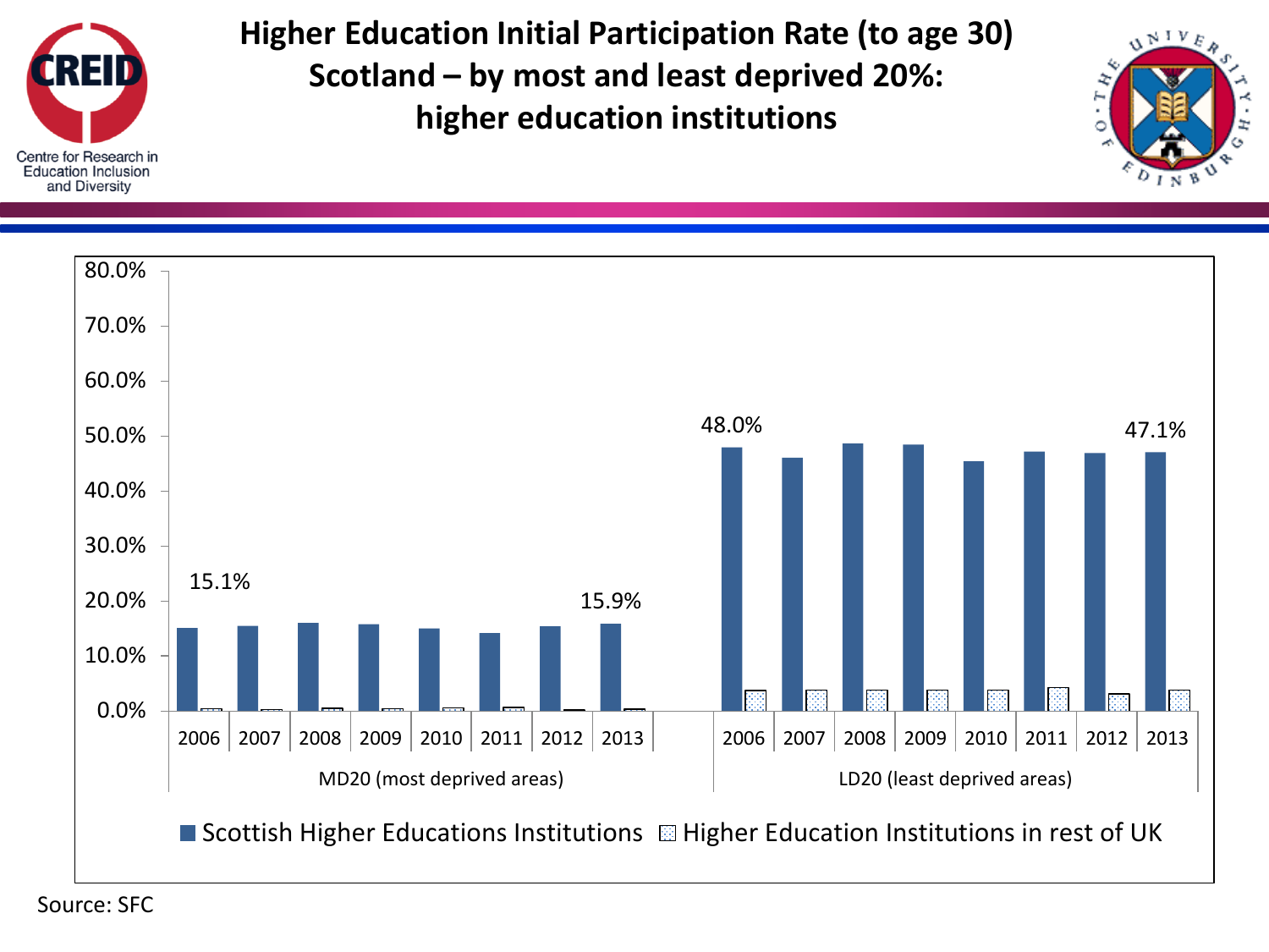# Higher Education Initial Participation Rate (to age 30) Scotland – by most and least deprived 20%: higher education institutions

Centre for Research in Education Inclusion and Diversity

80.0%
70.0%
60.0%
50.0%
40.0%
30.0%
20.0%
10.0%
0.0%

15.1% 15.9% 48.0% 47.1%

2006 2007 2008 2009 2010 2011 2012 2013 2006 2007 2008 2009 2010 2011 2012 2013

MD20 (most deprived areas) LD20 (least deprived areas)

Scottish Higher Educations Institutions   Higher Education Institutions in rest of UK

Source: SFC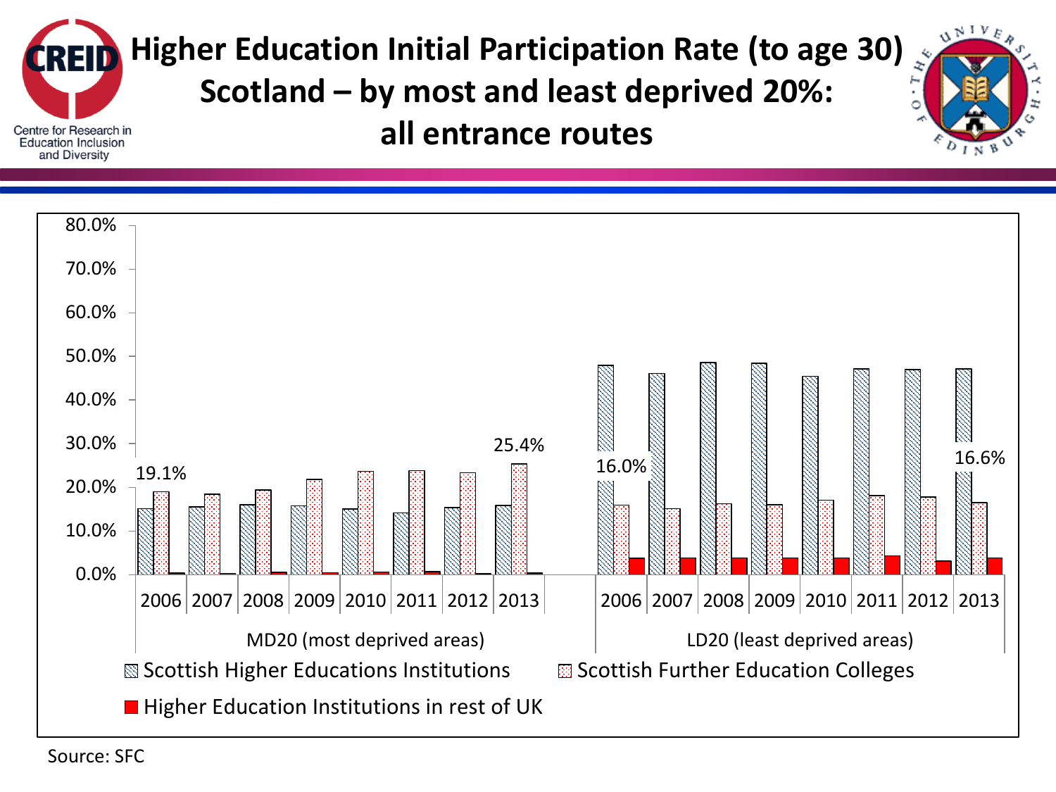# Higher Education Initial Participation Rate (to age 30) Scotland – by most and least deprived 20%: all entrance routes

Centre for Research in Education Inclusion and Diversity

80.0%
70.0%
60.0%
50.0%
40.0%
30.0%
20.0%
10.0%
0.0%

19.1%
25.4%
16.0%
16.6%

2006 2007 2008 2009 2010 2011 2012 2013
MD20 (most deprived areas)

2006 2007 2008 2009 2010 2011 2012 2013
LD20 (least deprived areas)

Scottish Higher Educations Institutions
Scottish Further Education Colleges
Higher Education Institutions in rest of UK

Source: SFC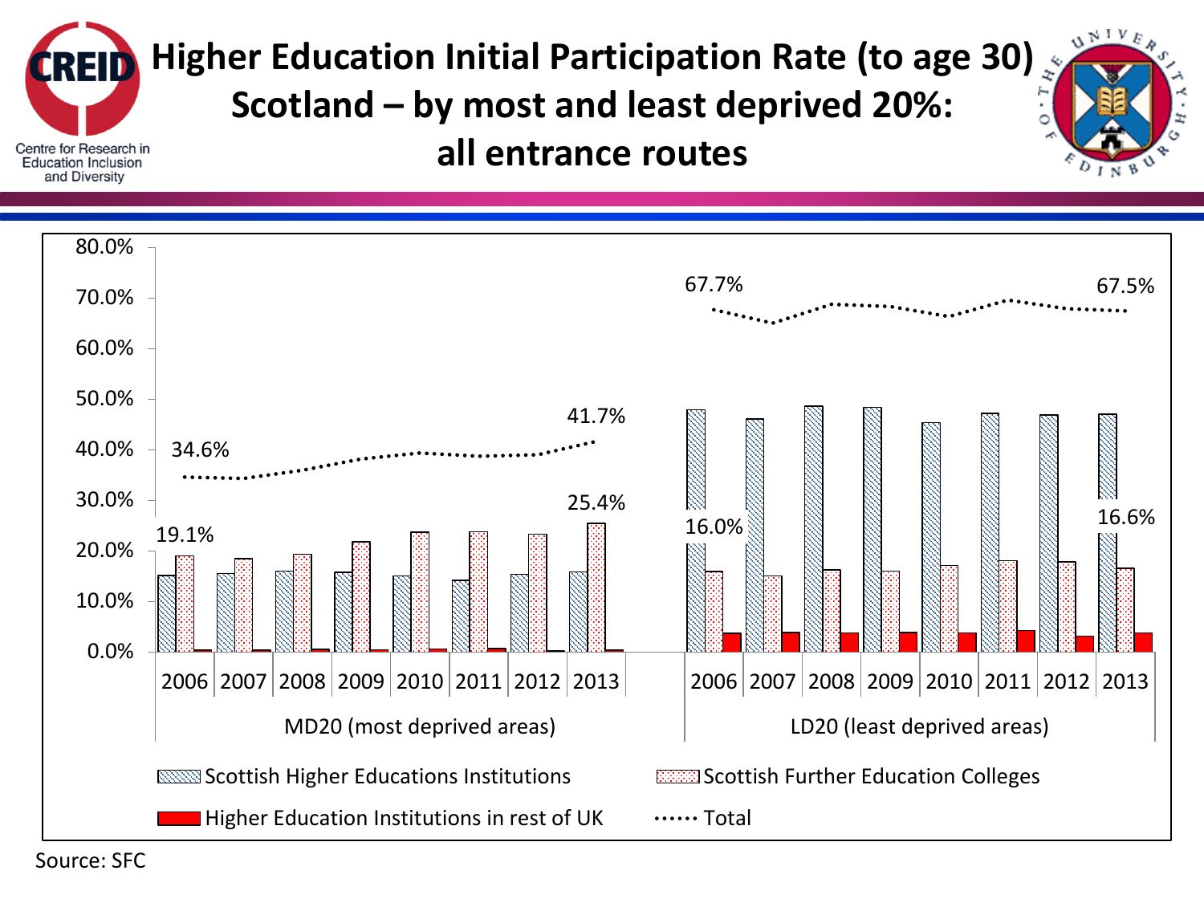# Higher Education Initial Participation Rate (to age 30) Scotland – by most and least deprived 20%: all entrance routes

Centre for Research in Education Inclusion and Diversity

80.0%
70.0%
60.0%
50.0%
40.0%
30.0%
20.0%
10.0%
0.0%

MD20 (most deprived areas): 2006, 2007, 2008, 2009, 2010, 2011, 2012, 2013

Total: 34.6% (2006), 41.7% (2013)

Scottish Further Education Colleges: 19.1% (2006), 25.4% (2013)

LD20 (least deprived areas): 2006, 2007, 2008, 2009, 2010, 2011, 2012, 2013

Total: 67.7% (2006), 67.5% (2013)

Scottish Further Education Colleges: 16.0% (2006), 16.6% (2013)

Scottish Higher Educations Institutions

Scottish Further Education Colleges

Higher Education Institutions in rest of UK

Total

Source: SFC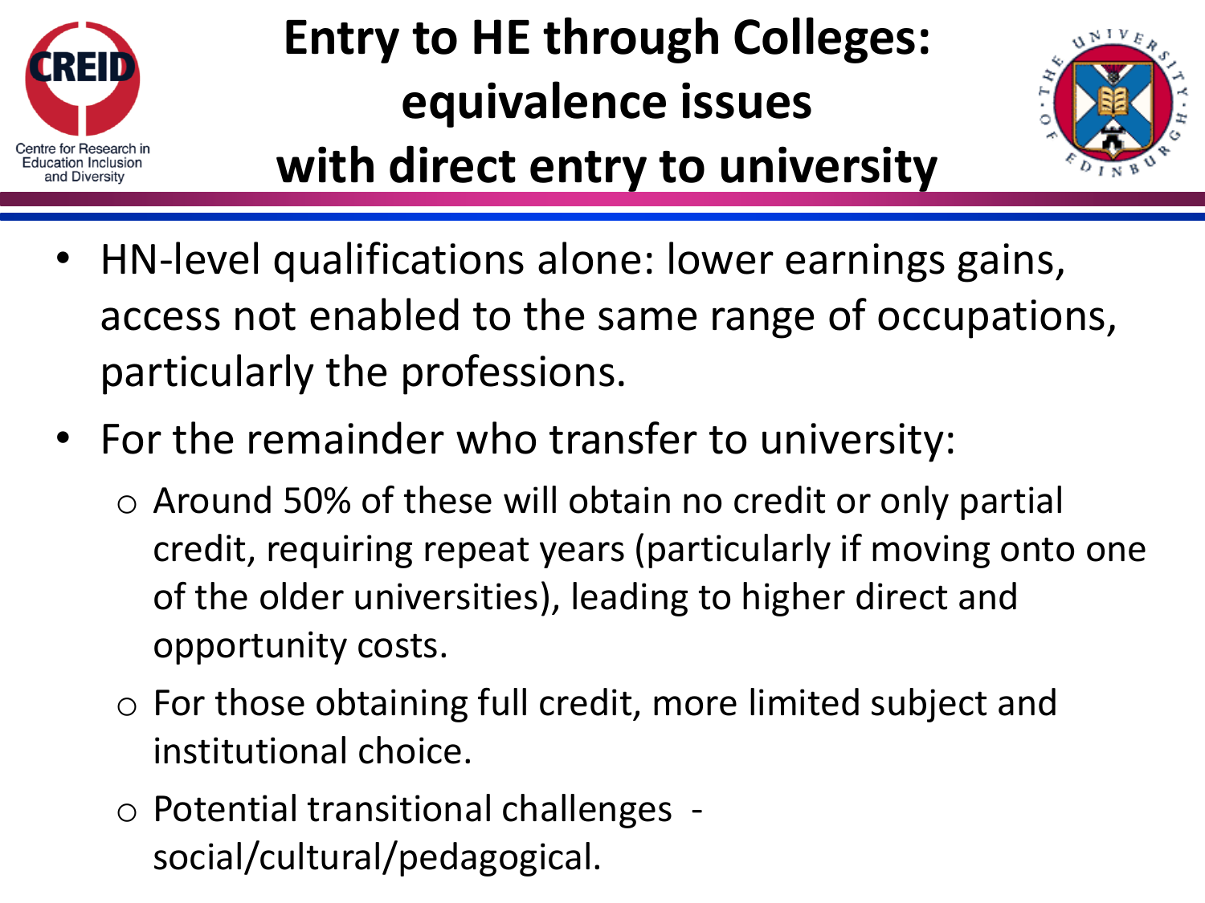# Entry to HE through Colleges: equivalence issues with direct entry to university

- HN-level qualifications alone: lower earnings gains, access not enabled to the same range of occupations, particularly the professions.
- For the remainder who transfer to university:
  - Around 50% of these will obtain no credit or only partial credit, requiring repeat years (particularly if moving onto one of the older universities), leading to higher direct and opportunity costs.
  - For those obtaining full credit, more limited subject and institutional choice.
  - Potential transitional challenges - social/cultural/pedagogical.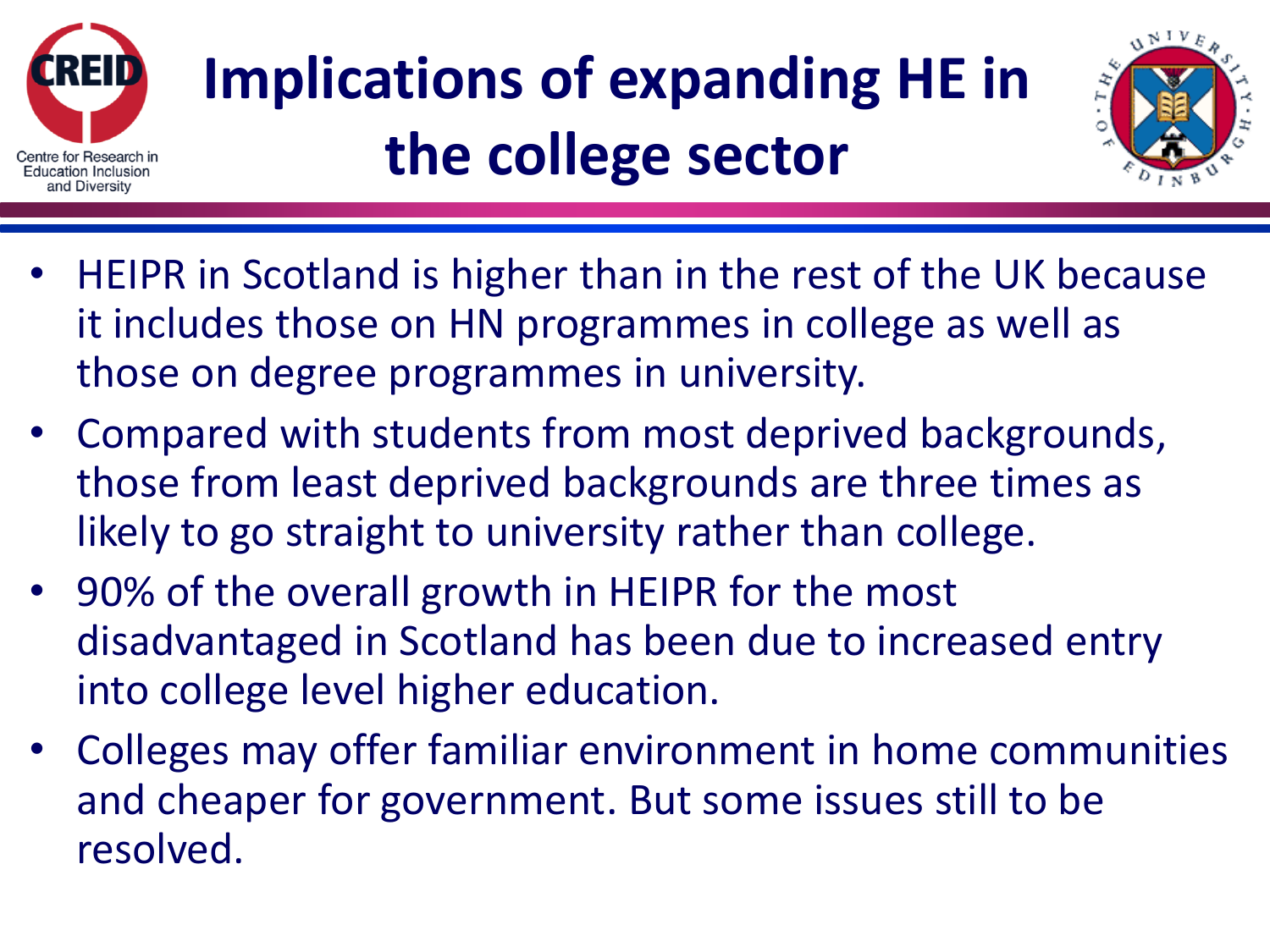# Implications of expanding HE in the college sector

- HEIPR in Scotland is higher than in the rest of the UK because it includes those on HN programmes in college as well as those on degree programmes in university.
- Compared with students from most deprived backgrounds, those from least deprived backgrounds are three times as likely to go straight to university rather than college.
- 90% of the overall growth in HEIPR for the most disadvantaged in Scotland has been due to increased entry into college level higher education.
- Colleges may offer familiar environment in home communities and cheaper for government. But some issues still to be resolved.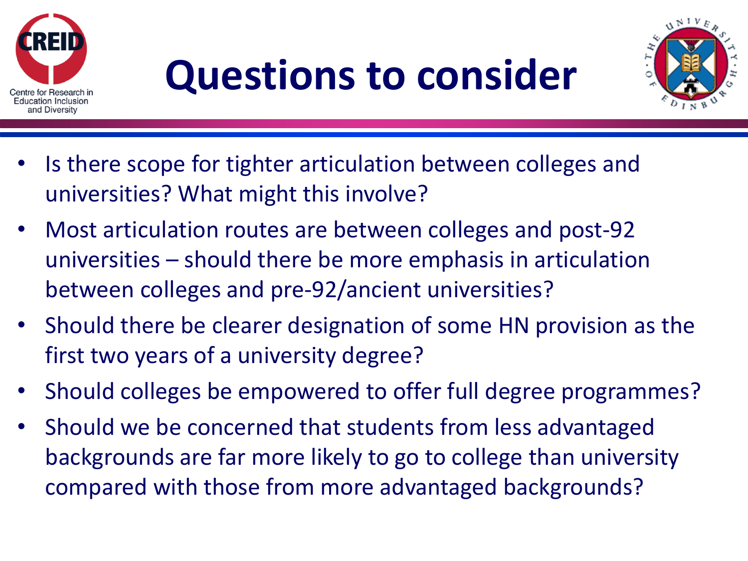# Questions to consider

- Is there scope for tighter articulation between colleges and universities? What might this involve?
- Most articulation routes are between colleges and post-92 universities – should there be more emphasis in articulation between colleges and pre-92/ancient universities?
- Should there be clearer designation of some HN provision as the first two years of a university degree?
- Should colleges be empowered to offer full degree programmes?
- Should we be concerned that students from less advantaged backgrounds are far more likely to go to college than university compared with those from more advantaged backgrounds?